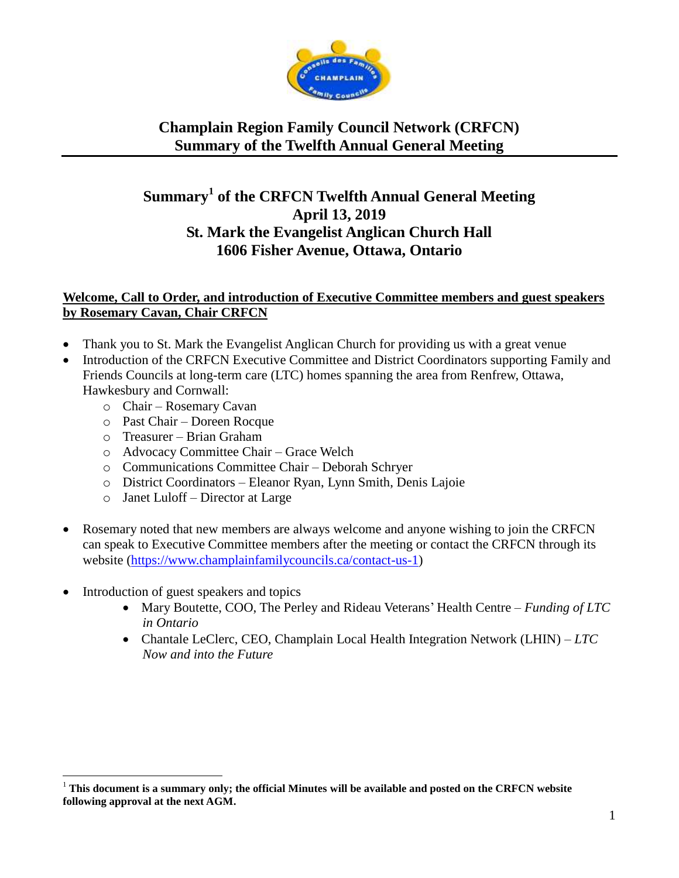# Champlain Region Family Council Network (CRFCN)
# Summary of the Twelfth Annual General Meeting

## Summary[1] of the CRFCN Twelfth Annual General Meeting
## April 13, 2019
## St. Mark the Evangelist Anglican Church Hall
## 1606 Fisher Avenue, Ottawa, Ontario

**Welcome, Call to Order, and introduction of Executive Committee members and guest speakers by Rosemary Cavan, Chair CRFCN**

- Thank you to St. Mark the Evangelist Anglican Church for providing us with a great venue
- Introduction of the CRFCN Executive Committee and District Coordinators supporting Family and Friends Councils at long-term care (LTC) homes spanning the area from Renfrew, Ottawa, Hawkesbury and Cornwall:
  - Chair – Rosemary Cavan
  - Past Chair – Doreen Rocque
  - Treasurer – Brian Graham
  - Advocacy Committee Chair – Grace Welch
  - Communications Committee Chair – Deborah Schryer
  - District Coordinators – Eleanor Ryan, Lynn Smith, Denis Lajoie
  - Janet Luloff – Director at Large

- Rosemary noted that new members are always welcome and anyone wishing to join the CRFCN can speak to Executive Committee members after the meeting or contact the CRFCN through its website (https://www.champlainfamilycouncils.ca/contact-us-1)

- Introduction of guest speakers and topics
  - Mary Boutette, COO, The Perley and Rideau Veterans' Health Centre – *Funding of LTC in Ontario*
  - Chantale LeClerc, CEO, Champlain Local Health Integration Network (LHIN) – *LTC Now and into the Future*

---

[1] **This document is a summary only; the official Minutes will be available and posted on the CRFCN website following approval at the next AGM.**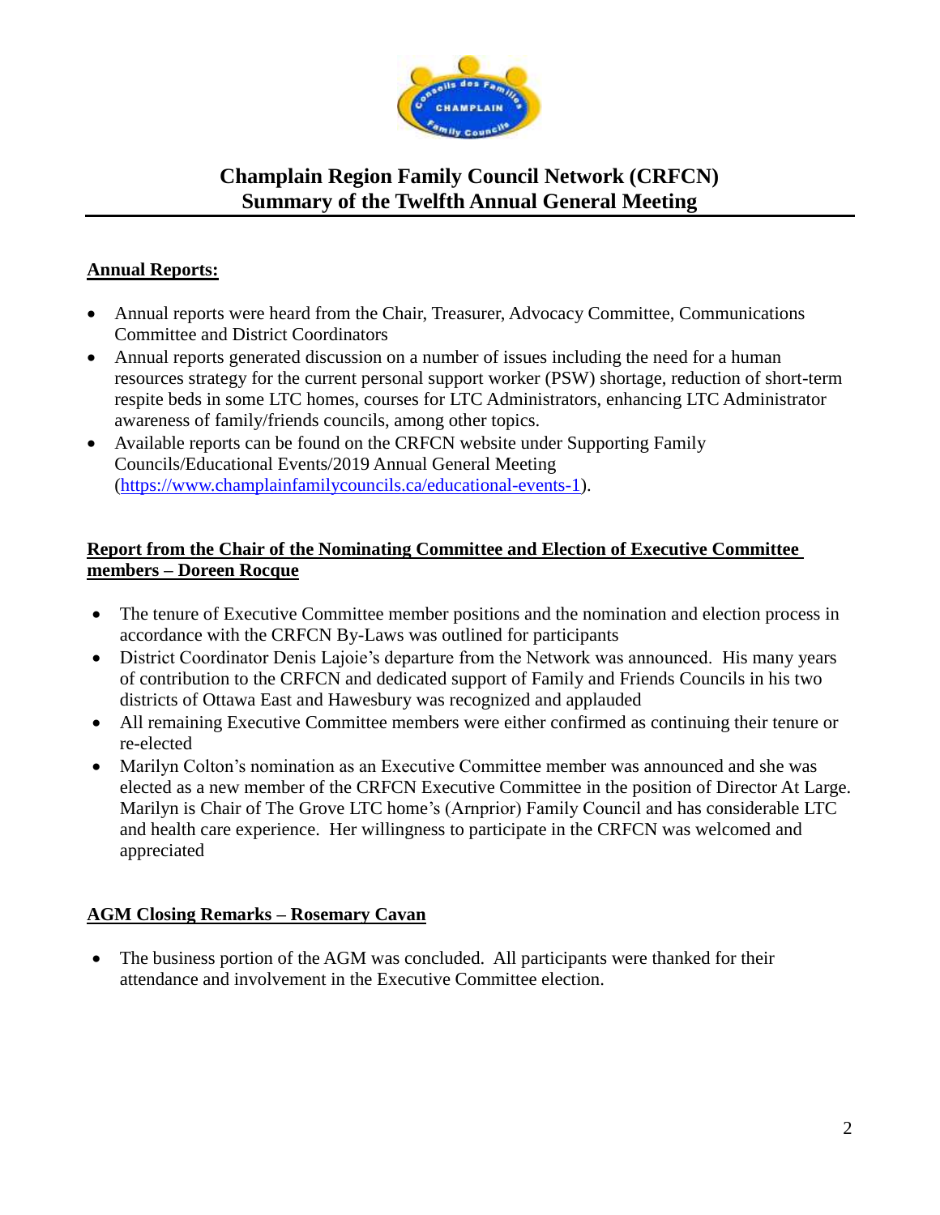# Champlain Region Family Council Network (CRFCN)
# Summary of the Twelfth Annual General Meeting

## Annual Reports:

- Annual reports were heard from the Chair, Treasurer, Advocacy Committee, Communications Committee and District Coordinators
- Annual reports generated discussion on a number of issues including the need for a human resources strategy for the current personal support worker (PSW) shortage, reduction of short-term respite beds in some LTC homes, courses for LTC Administrators, enhancing LTC Administrator awareness of family/friends councils, among other topics.
- Available reports can be found on the CRFCN website under Supporting Family Councils/Educational Events/2019 Annual General Meeting (https://www.champlainfamilycouncils.ca/educational-events-1).

## Report from the Chair of the Nominating Committee and Election of Executive Committee members – Doreen Rocque

- The tenure of Executive Committee member positions and the nomination and election process in accordance with the CRFCN By-Laws was outlined for participants
- District Coordinator Denis Lajoie's departure from the Network was announced. His many years of contribution to the CRFCN and dedicated support of Family and Friends Councils in his two districts of Ottawa East and Hawesbury was recognized and applauded
- All remaining Executive Committee members were either confirmed as continuing their tenure or re-elected
- Marilyn Colton's nomination as an Executive Committee member was announced and she was elected as a new member of the CRFCN Executive Committee in the position of Director At Large. Marilyn is Chair of The Grove LTC home's (Arnprior) Family Council and has considerable LTC and health care experience. Her willingness to participate in the CRFCN was welcomed and appreciated

## AGM Closing Remarks – Rosemary Cavan

- The business portion of the AGM was concluded. All participants were thanked for their attendance and involvement in the Executive Committee election.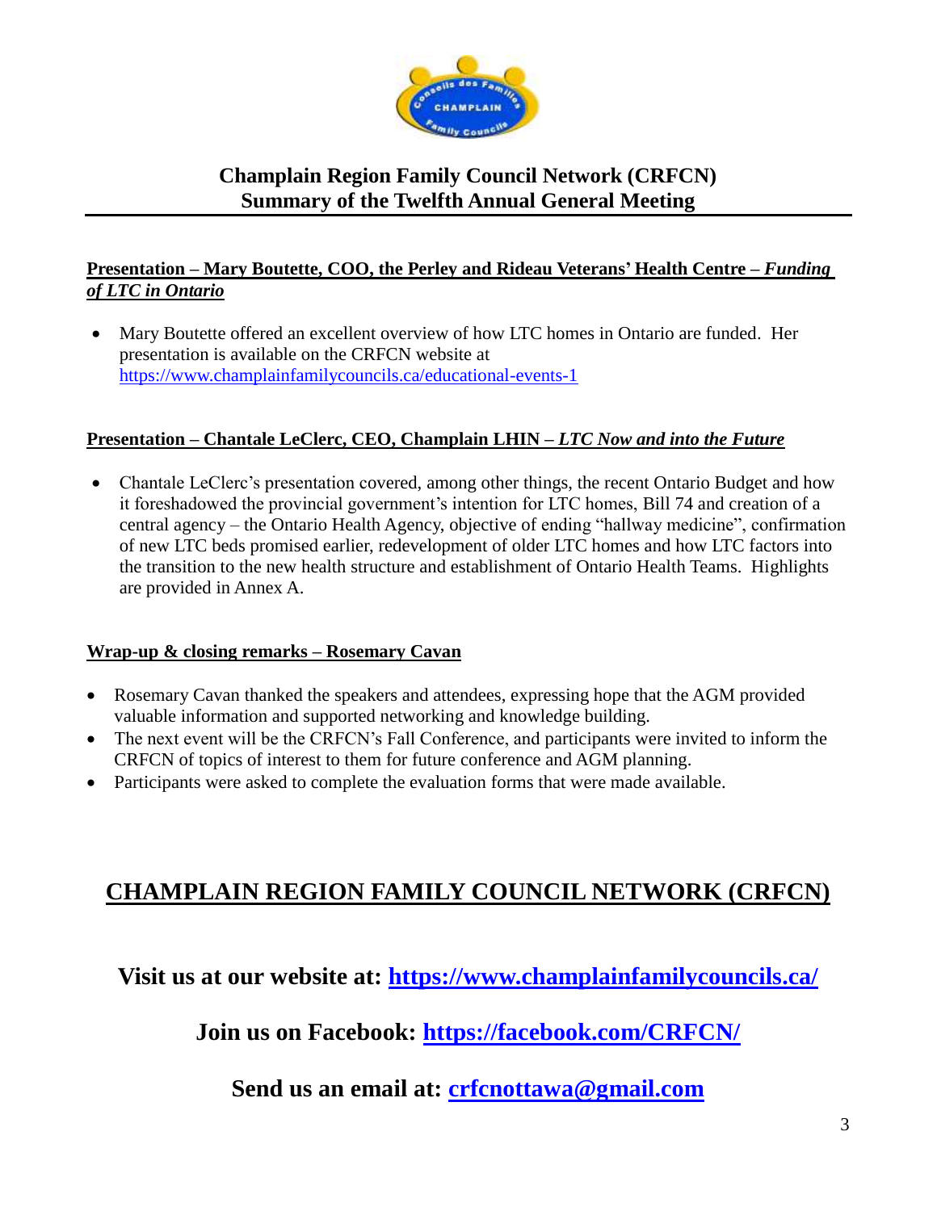## Champlain Region Family Council Network (CRFCN)
## Summary of the Twelfth Annual General Meeting

**Presentation – Mary Boutette, COO, the Perley and Rideau Veterans' Health Centre – *Funding of LTC in Ontario***

- Mary Boutette offered an excellent overview of how LTC homes in Ontario are funded. Her presentation is available on the CRFCN website at https://www.champlainfamilycouncils.ca/educational-events-1

**Presentation – Chantale LeClerc, CEO, Champlain LHIN – *LTC Now and into the Future***

- Chantale LeClerc's presentation covered, among other things, the recent Ontario Budget and how it foreshadowed the provincial government's intention for LTC homes, Bill 74 and creation of a central agency – the Ontario Health Agency, objective of ending "hallway medicine", confirmation of new LTC beds promised earlier, redevelopment of older LTC homes and how LTC factors into the transition to the new health structure and establishment of Ontario Health Teams. Highlights are provided in Annex A.

**Wrap-up & closing remarks – Rosemary Cavan**

- Rosemary Cavan thanked the speakers and attendees, expressing hope that the AGM provided valuable information and supported networking and knowledge building.
- The next event will be the CRFCN's Fall Conference, and participants were invited to inform the CRFCN of topics of interest to them for future conference and AGM planning.
- Participants were asked to complete the evaluation forms that were made available.

## CHAMPLAIN REGION FAMILY COUNCIL NETWORK (CRFCN)

**Visit us at our website at: https://www.champlainfamilycouncils.ca/**

**Join us on Facebook: https://facebook.com/CRFCN/**

**Send us an email at: crfcnottawa@gmail.com**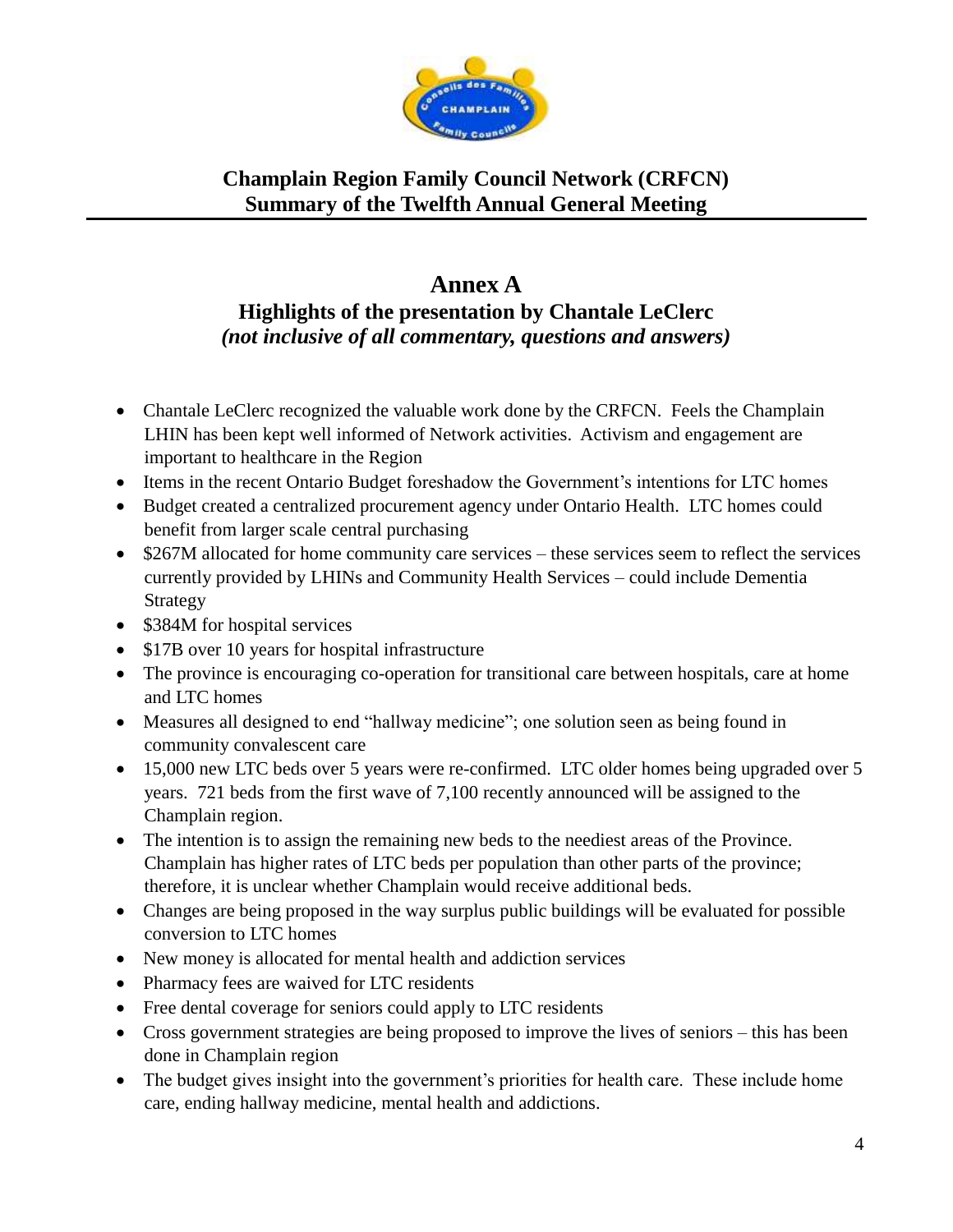**Champlain Region Family Council Network (CRFCN)**
**Summary of the Twelfth Annual General Meeting**

## Annex A

### Highlights of the presentation by Chantale LeClerc
*(not inclusive of all commentary, questions and answers)*

- Chantale LeClerc recognized the valuable work done by the CRFCN. Feels the Champlain LHIN has been kept well informed of Network activities. Activism and engagement are important to healthcare in the Region
- Items in the recent Ontario Budget foreshadow the Government's intentions for LTC homes
- Budget created a centralized procurement agency under Ontario Health. LTC homes could benefit from larger scale central purchasing
- $267M allocated for home community care services – these services seem to reflect the services currently provided by LHINs and Community Health Services – could include Dementia Strategy
- $384M for hospital services
- $17B over 10 years for hospital infrastructure
- The province is encouraging co-operation for transitional care between hospitals, care at home and LTC homes
- Measures all designed to end "hallway medicine"; one solution seen as being found in community convalescent care
- 15,000 new LTC beds over 5 years were re-confirmed. LTC older homes being upgraded over 5 years. 721 beds from the first wave of 7,100 recently announced will be assigned to the Champlain region.
- The intention is to assign the remaining new beds to the neediest areas of the Province. Champlain has higher rates of LTC beds per population than other parts of the province; therefore, it is unclear whether Champlain would receive additional beds.
- Changes are being proposed in the way surplus public buildings will be evaluated for possible conversion to LTC homes
- New money is allocated for mental health and addiction services
- Pharmacy fees are waived for LTC residents
- Free dental coverage for seniors could apply to LTC residents
- Cross government strategies are being proposed to improve the lives of seniors – this has been done in Champlain region
- The budget gives insight into the government's priorities for health care. These include home care, ending hallway medicine, mental health and addictions.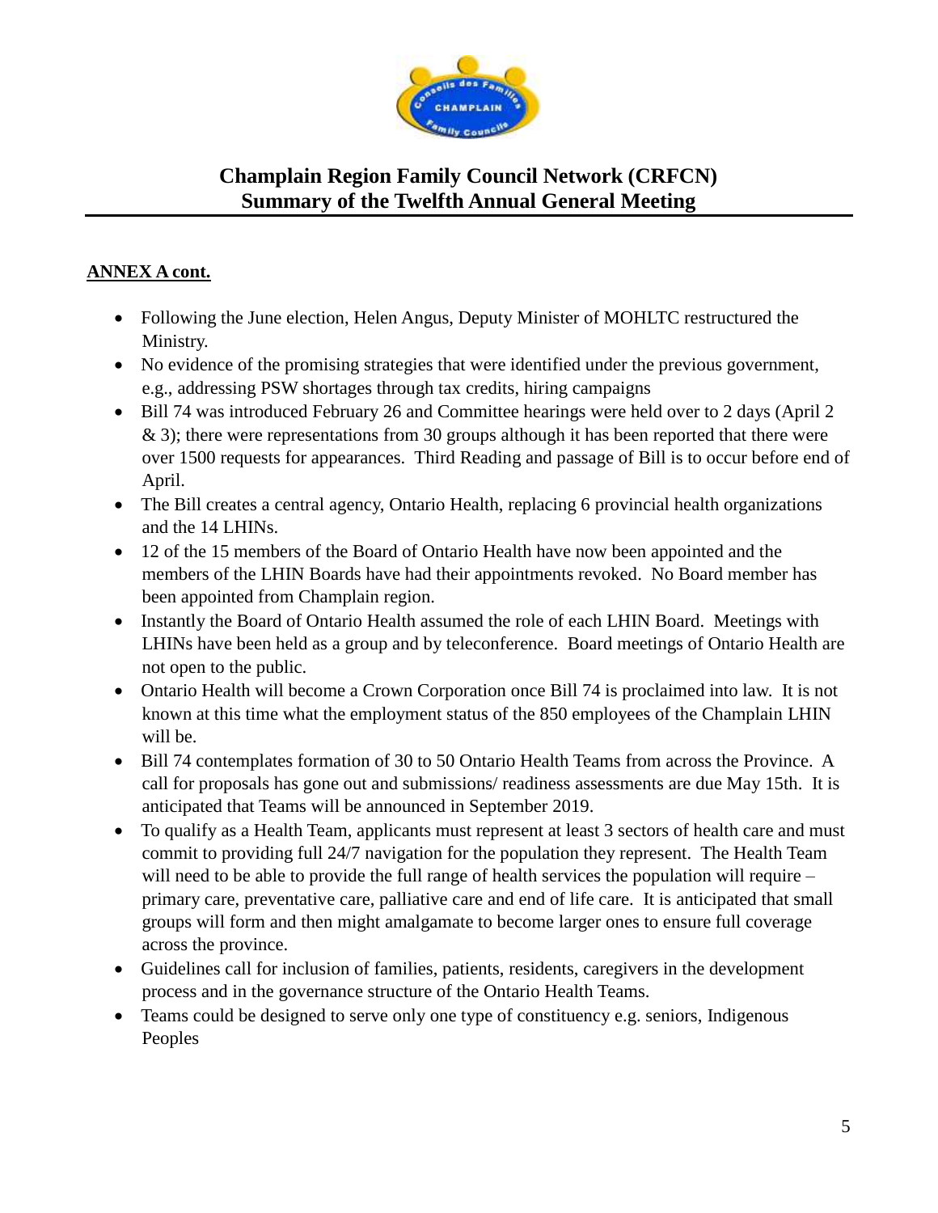# Champlain Region Family Council Network (CRFCN)
# Summary of the Twelfth Annual General Meeting

**ANNEX A cont.**

- Following the June election, Helen Angus, Deputy Minister of MOHLTC restructured the Ministry.
- No evidence of the promising strategies that were identified under the previous government, e.g., addressing PSW shortages through tax credits, hiring campaigns
- Bill 74 was introduced February 26 and Committee hearings were held over to 2 days (April 2 & 3); there were representations from 30 groups although it has been reported that there were over 1500 requests for appearances. Third Reading and passage of Bill is to occur before end of April.
- The Bill creates a central agency, Ontario Health, replacing 6 provincial health organizations and the 14 LHINs.
- 12 of the 15 members of the Board of Ontario Health have now been appointed and the members of the LHIN Boards have had their appointments revoked. No Board member has been appointed from Champlain region.
- Instantly the Board of Ontario Health assumed the role of each LHIN Board. Meetings with LHINs have been held as a group and by teleconference. Board meetings of Ontario Health are not open to the public.
- Ontario Health will become a Crown Corporation once Bill 74 is proclaimed into law. It is not known at this time what the employment status of the 850 employees of the Champlain LHIN will be.
- Bill 74 contemplates formation of 30 to 50 Ontario Health Teams from across the Province. A call for proposals has gone out and submissions/ readiness assessments are due May 15th. It is anticipated that Teams will be announced in September 2019.
- To qualify as a Health Team, applicants must represent at least 3 sectors of health care and must commit to providing full 24/7 navigation for the population they represent. The Health Team will need to be able to provide the full range of health services the population will require – primary care, preventative care, palliative care and end of life care. It is anticipated that small groups will form and then might amalgamate to become larger ones to ensure full coverage across the province.
- Guidelines call for inclusion of families, patients, residents, caregivers in the development process and in the governance structure of the Ontario Health Teams.
- Teams could be designed to serve only one type of constituency e.g. seniors, Indigenous Peoples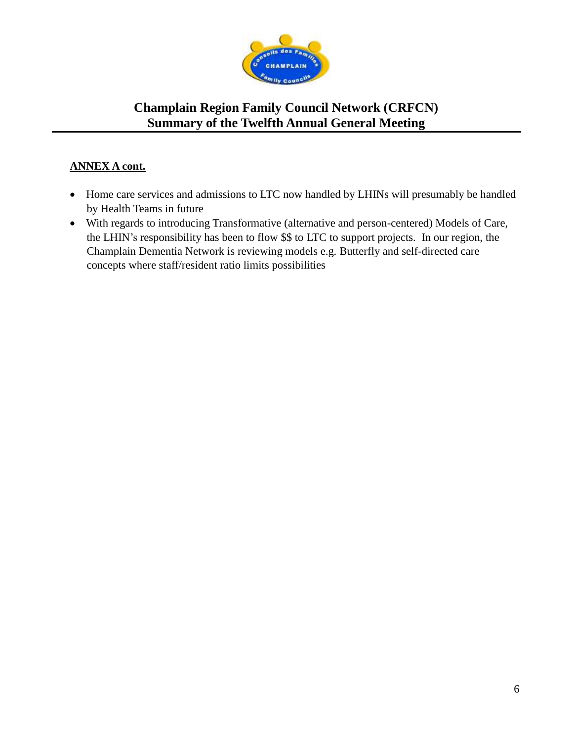## Champlain Region Family Council Network (CRFCN)
## Summary of the Twelfth Annual General Meeting

**ANNEX A cont.**

- Home care services and admissions to LTC now handled by LHINs will presumably be handled by Health Teams in future
- With regards to introducing Transformative (alternative and person-centered) Models of Care, the LHIN's responsibility has been to flow $$ to LTC to support projects. In our region, the Champlain Dementia Network is reviewing models e.g. Butterfly and self-directed care concepts where staff/resident ratio limits possibilities